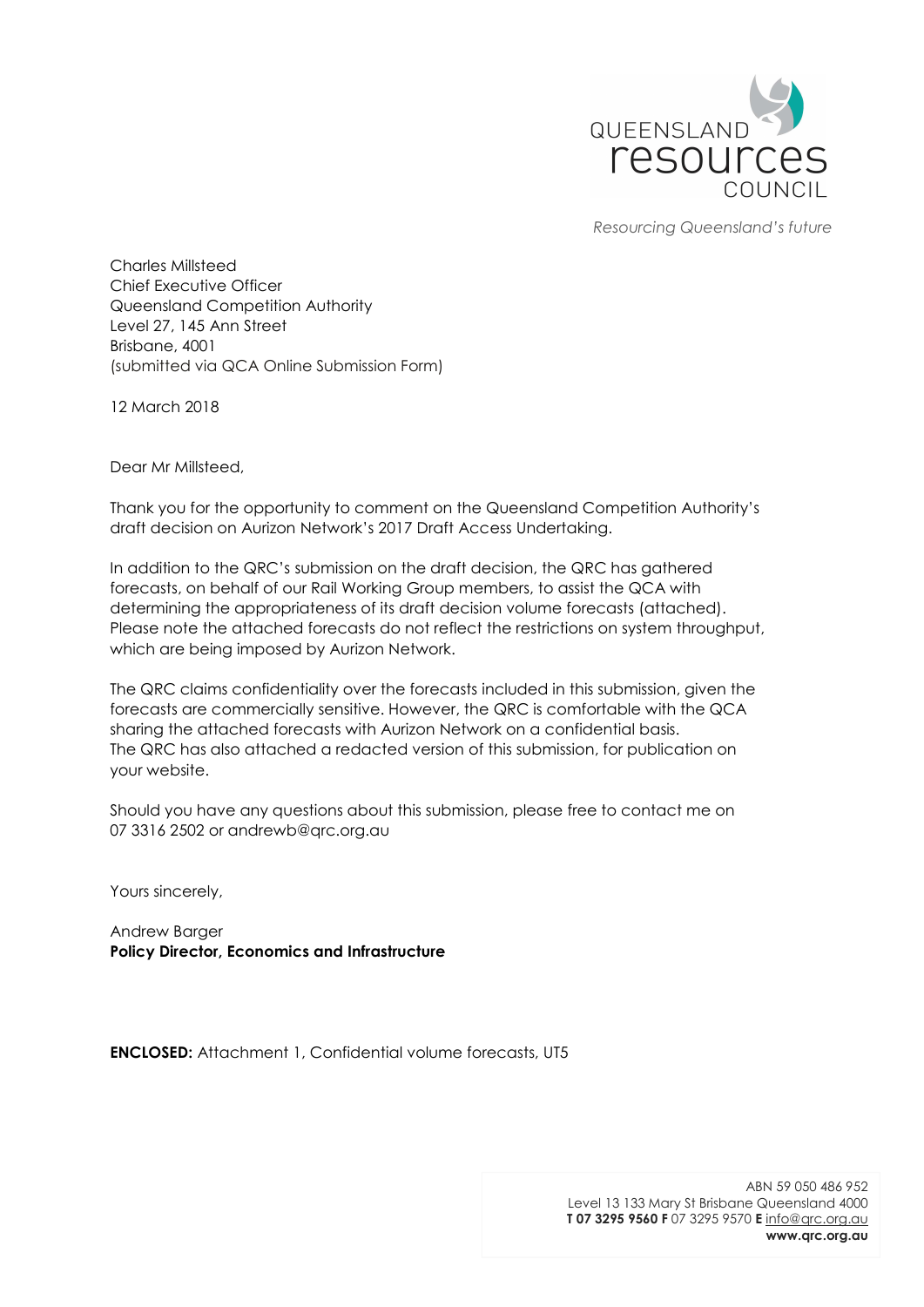QUEENSLAND resources COUNCIL

*Resourcing Queensland's future*

Charles Millsteed
Chief Executive Officer
Queensland Competition Authority
Level 27, 145 Ann Street
Brisbane, 4001
(submitted via QCA Online Submission Form)

12 March 2018

Dear Mr Millsteed,

Thank you for the opportunity to comment on the Queensland Competition Authority's draft decision on Aurizon Network's 2017 Draft Access Undertaking.

In addition to the QRC's submission on the draft decision, the QRC has gathered forecasts, on behalf of our Rail Working Group members, to assist the QCA with determining the appropriateness of its draft decision volume forecasts (attached). Please note the attached forecasts do not reflect the restrictions on system throughput, which are being imposed by Aurizon Network.

The QRC claims confidentiality over the forecasts included in this submission, given the forecasts are commercially sensitive. However, the QRC is comfortable with the QCA sharing the attached forecasts with Aurizon Network on a confidential basis.
The QRC has also attached a redacted version of this submission, for publication on your website.

Should you have any questions about this submission, please free to contact me on 07 3316 2502 or andrewb@qrc.org.au

Yours sincerely,

Andrew Barger
**Policy Director, Economics and Infrastructure**

**ENCLOSED:** Attachment 1, Confidential volume forecasts, UT5

ABN 59 050 486 952
Level 13 133 Mary St Brisbane Queensland 4000
**T 07 3295 9560 F** 07 3295 9570 **E** info@qrc.org.au
**www.qrc.org.au**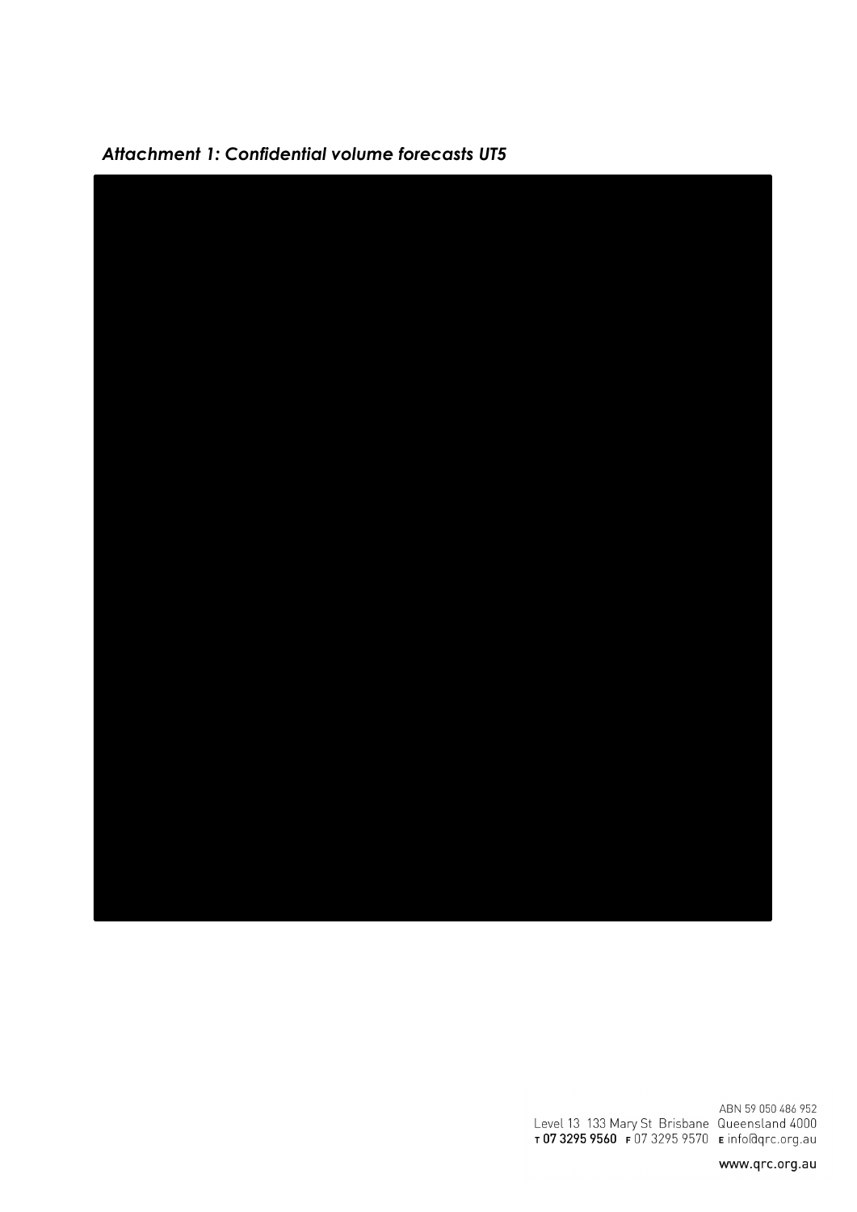*Attachment 1: Confidential volume forecasts UT5*

ABN 59 050 486 952
Level 13 133 Mary St Brisbane Queensland 4000
**T 07 3295 9560** F 07 3295 9570 E info@qrc.org.au

www.qrc.org.au